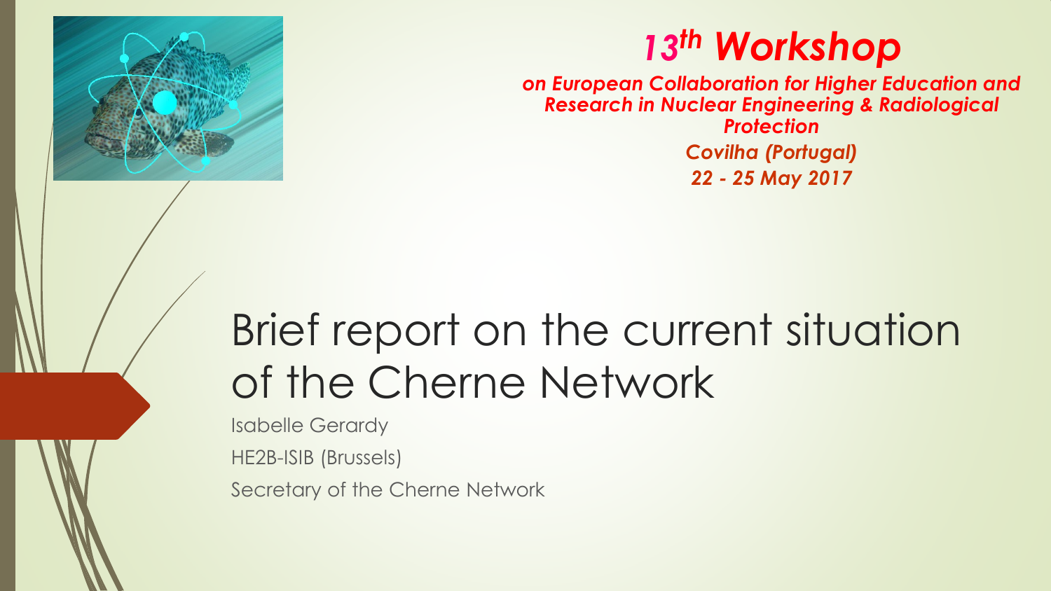## 13th Workshop

***on European Collaboration for Higher Education and Research in Nuclear Engineering & Radiological Protection***

***Covilha (Portugal)***

***22 - 25 May 2017***

# Brief report on the current situation of the Cherne Network

Isabelle Gerardy

HE2B-ISIB (Brussels)

Secretary of the Cherne Network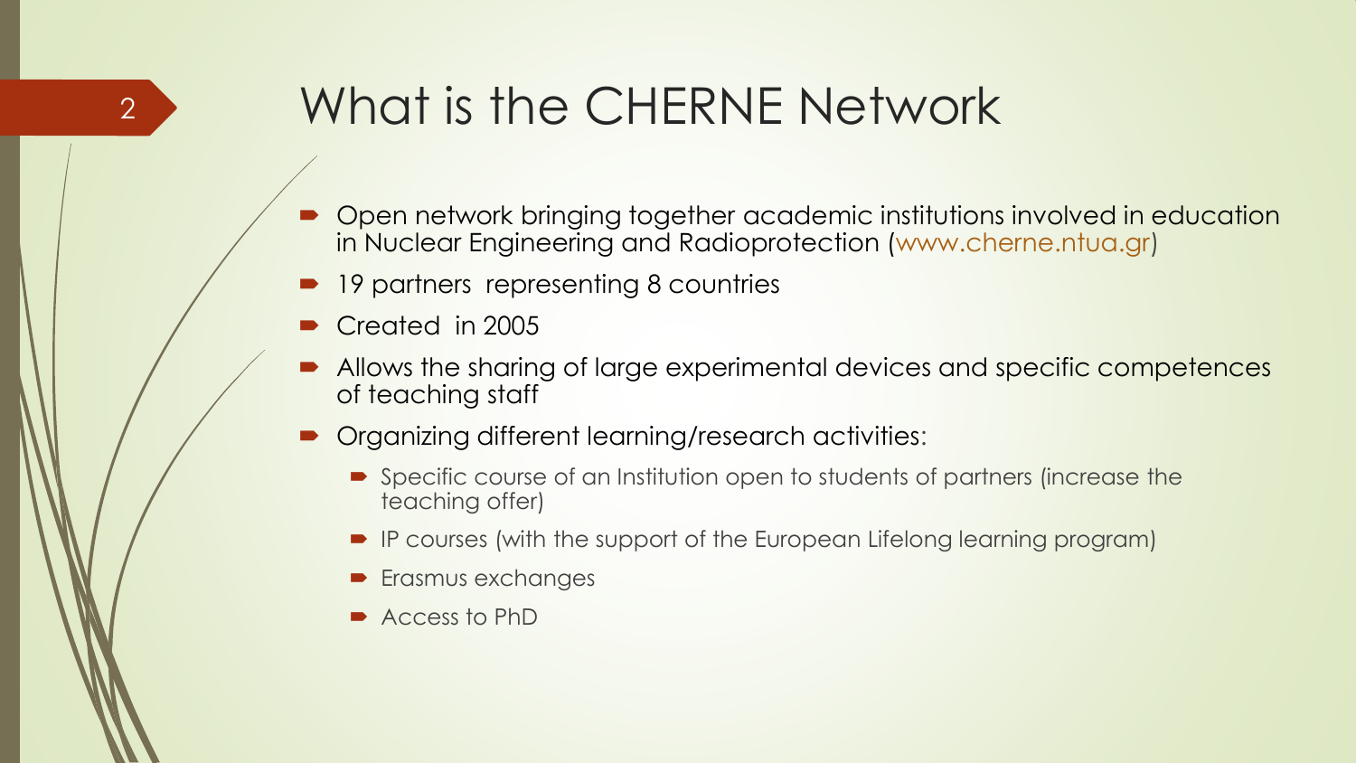# What is the CHERNE Network

- Open network bringing together academic institutions involved in education in Nuclear Engineering and Radioprotection (www.cherne.ntua.gr)
- 19 partners representing 8 countries
- Created in 2005
- Allows the sharing of large experimental devices and specific competences of teaching staff
- Organizing different learning/research activities:
  - Specific course of an Institution open to students of partners (increase the teaching offer)
  - IP courses (with the support of the European Lifelong learning program)
  - Erasmus exchanges
  - Access to PhD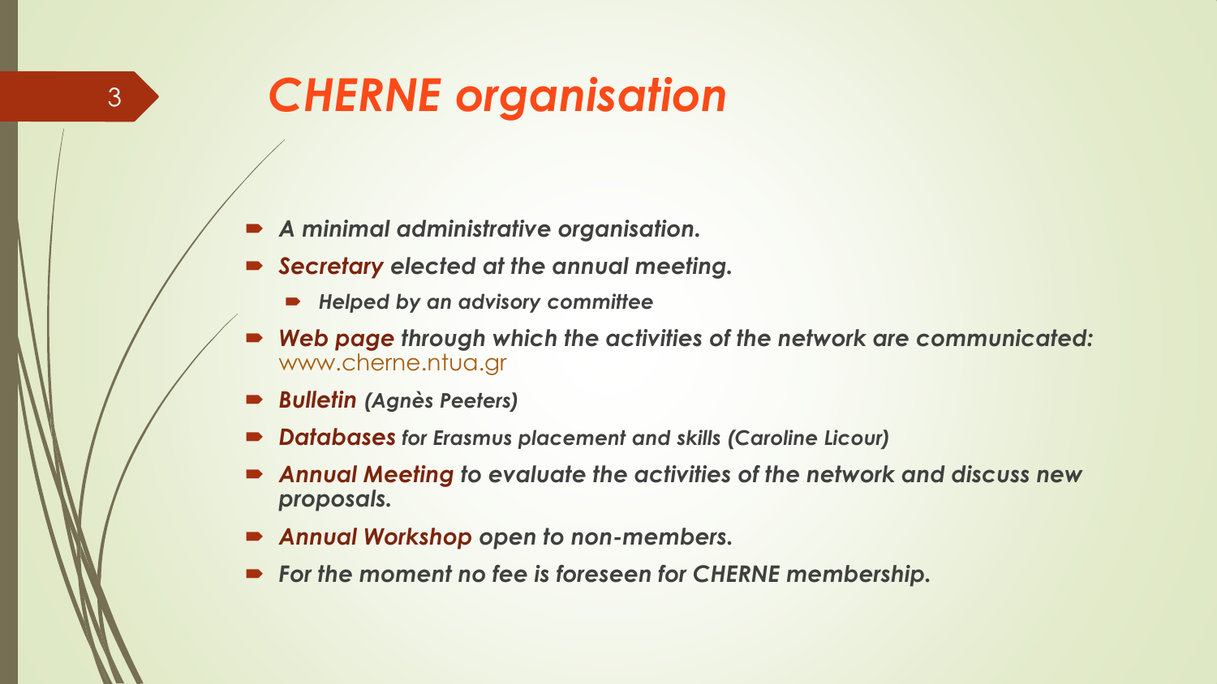# *CHERNE organisation*

- ***A minimal administrative organisation.***
- ***Secretary elected at the annual meeting.***
  - ***Helped by an advisory committee***
- ***Web page through which the activities of the network are communicated:*** www.cherne.ntua.gr
- ***Bulletin (Agnès Peeters)***
- ***Databases for Erasmus placement and skills (Caroline Licour)***
- ***Annual Meeting to evaluate the activities of the network and discuss new proposals.***
- ***Annual Workshop open to non-members.***
- ***For the moment no fee is foreseen for CHERNE membership.***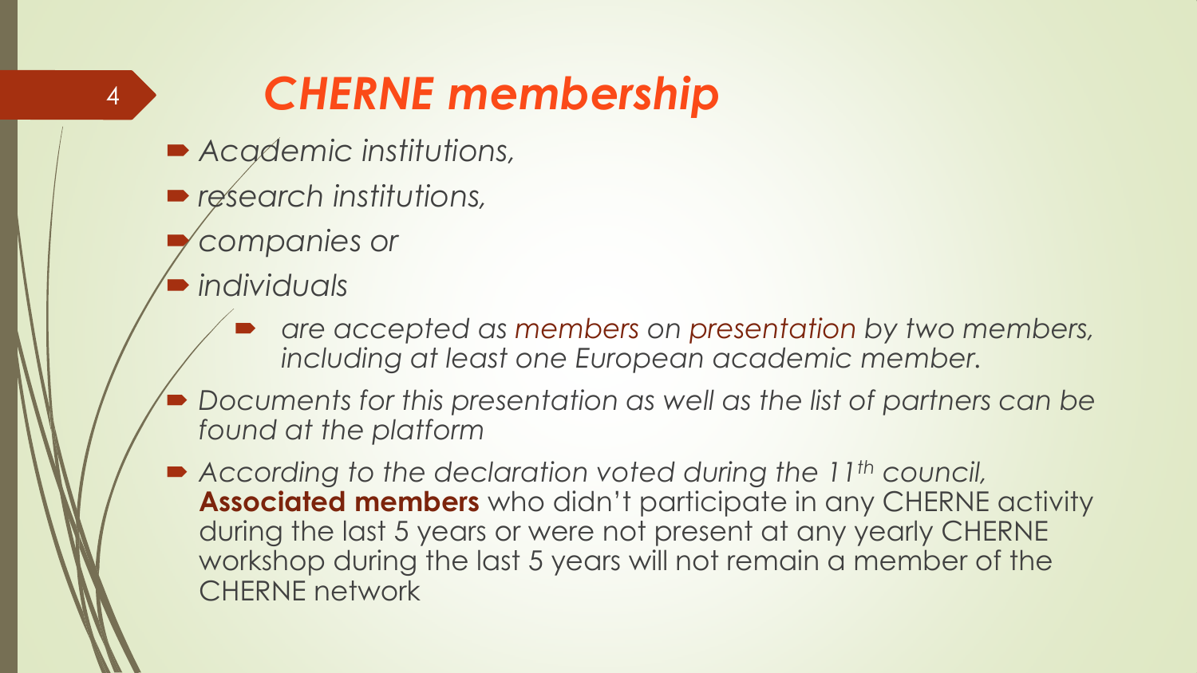# *CHERNE membership*

- *Academic institutions,*
- *research institutions,*
- *companies or*
- *individuals*
  - *are accepted as members on presentation by two members, including at least one European academic member.*
- *Documents for this presentation as well as the list of partners can be found at the platform*
- *According to the declaration voted during the 11th council,* **Associated members** who didn't participate in any CHERNE activity during the last 5 years or were not present at any yearly CHERNE workshop during the last 5 years will not remain a member of the CHERNE network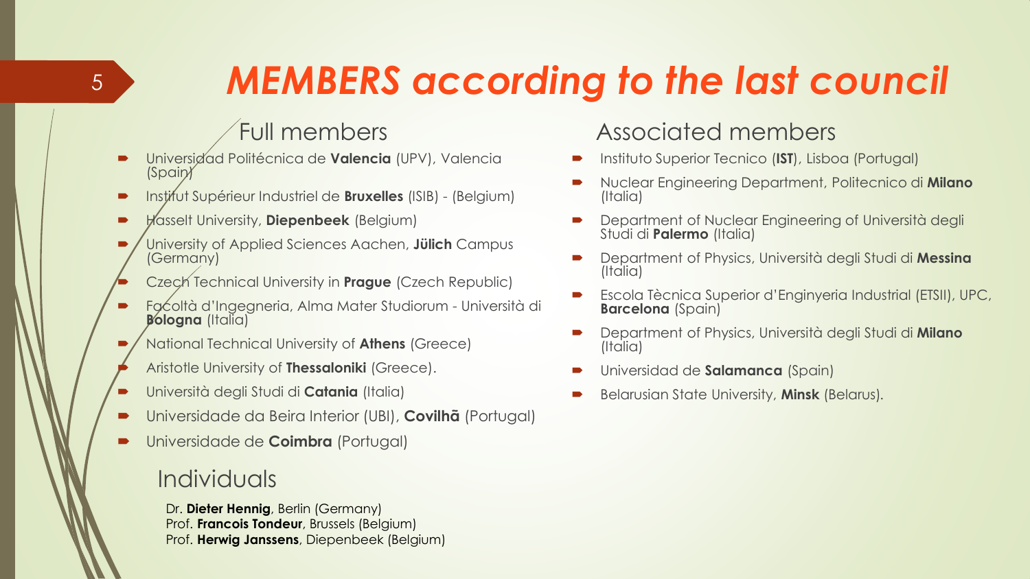# *MEMBERS according to the last council*

## Full members

- Universidad Politécnica de **Valencia** (UPV), Valencia (Spain)
- Institut Supérieur Industriel de **Bruxelles** (ISIB) - (Belgium)
- Hasselt University, **Diepenbeek** (Belgium)
- University of Applied Sciences Aachen, **Jülich** Campus (Germany)
- Czech Technical University in **Prague** (Czech Republic)
- Facoltà d'Ingegneria, Alma Mater Studiorum - Università di **Bologna** (Italia)
- National Technical University of **Athens** (Greece)
- Aristotle University of **Thessaloniki** (Greece).
- Università degli Studi di **Catania** (Italia)
- Universidade da Beira Interior (UBI), **Covilhã** (Portugal)
- Universidade de **Coimbra** (Portugal)

## Individuals

Dr. **Dieter Hennig**, Berlin (Germany)
Prof. **Francois Tondeur**, Brussels (Belgium)
Prof. **Herwig Janssens**, Diepenbeek (Belgium)

## Associated members

- Instituto Superior Tecnico (**IST**), Lisboa (Portugal)
- Nuclear Engineering Department, Politecnico di **Milano** (Italia)
- Department of Nuclear Engineering of Università degli Studi di **Palermo** (Italia)
- Department of Physics, Università degli Studi di **Messina** (Italia)
- Escola Tècnica Superior d'Enginyeria Industrial (ETSII), UPC, **Barcelona** (Spain)
- Department of Physics, Università degli Studi di **Milano** (Italia)
- Universidad de **Salamanca** (Spain)
- Belarusian State University, **Minsk** (Belarus).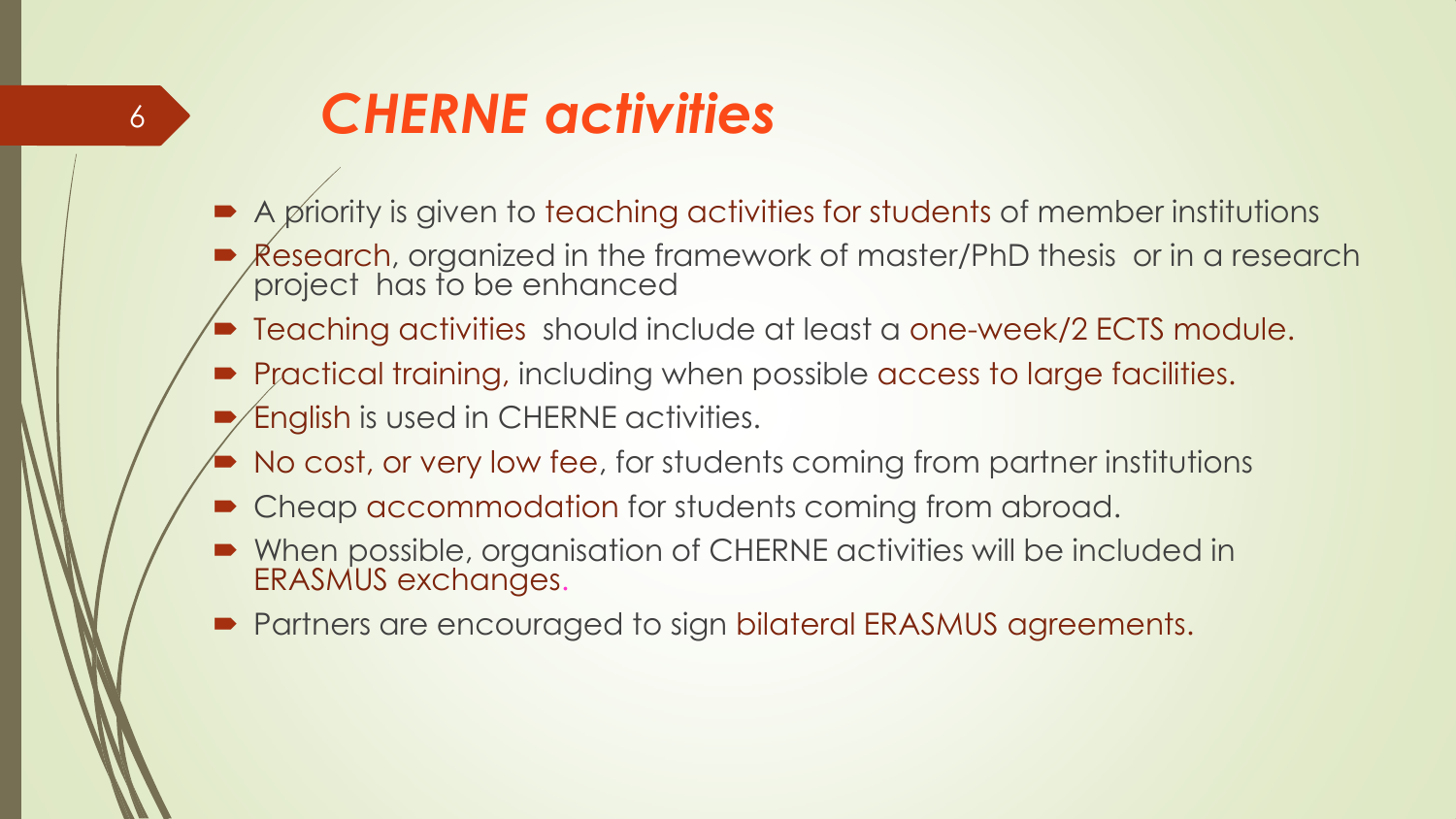# *CHERNE activities*

- A priority is given to teaching activities for students of member institutions
- Research, organized in the framework of master/PhD thesis or in a research project has to be enhanced
- Teaching activities should include at least a one-week/2 ECTS module.
- Practical training, including when possible access to large facilities.
- English is used in CHERNE activities.
- No cost, or very low fee, for students coming from partner institutions
- Cheap accommodation for students coming from abroad.
- When possible, organisation of CHERNE activities will be included in ERASMUS exchanges.
- Partners are encouraged to sign bilateral ERASMUS agreements.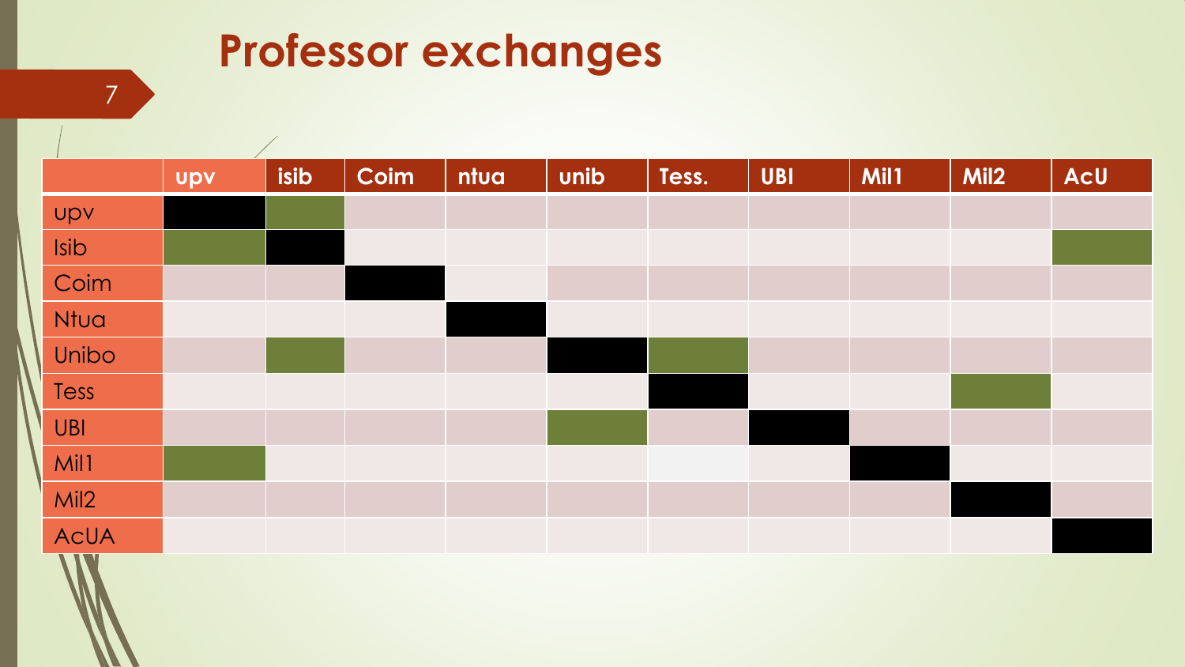# Professor exchanges

| | upv | isib | Coim | ntua | unib | Tess. | UBI | Mil1 | Mil2 | AcU |
|---|---|---|---|---|---|---|---|---|---|---|
| upv | | | | | | | | | | |
| Isib | | | | | | | | | | |
| Coim | | | | | | | | | | |
| Ntua | | | | | | | | | | |
| Unibo | | | | | | | | | | |
| Tess | | | | | | | | | | |
| UBI | | | | | | | | | | |
| Mil1 | | | | | | | | | | |
| Mil2 | | | | | | | | | | |
| AcUA | | | | | | | | | | |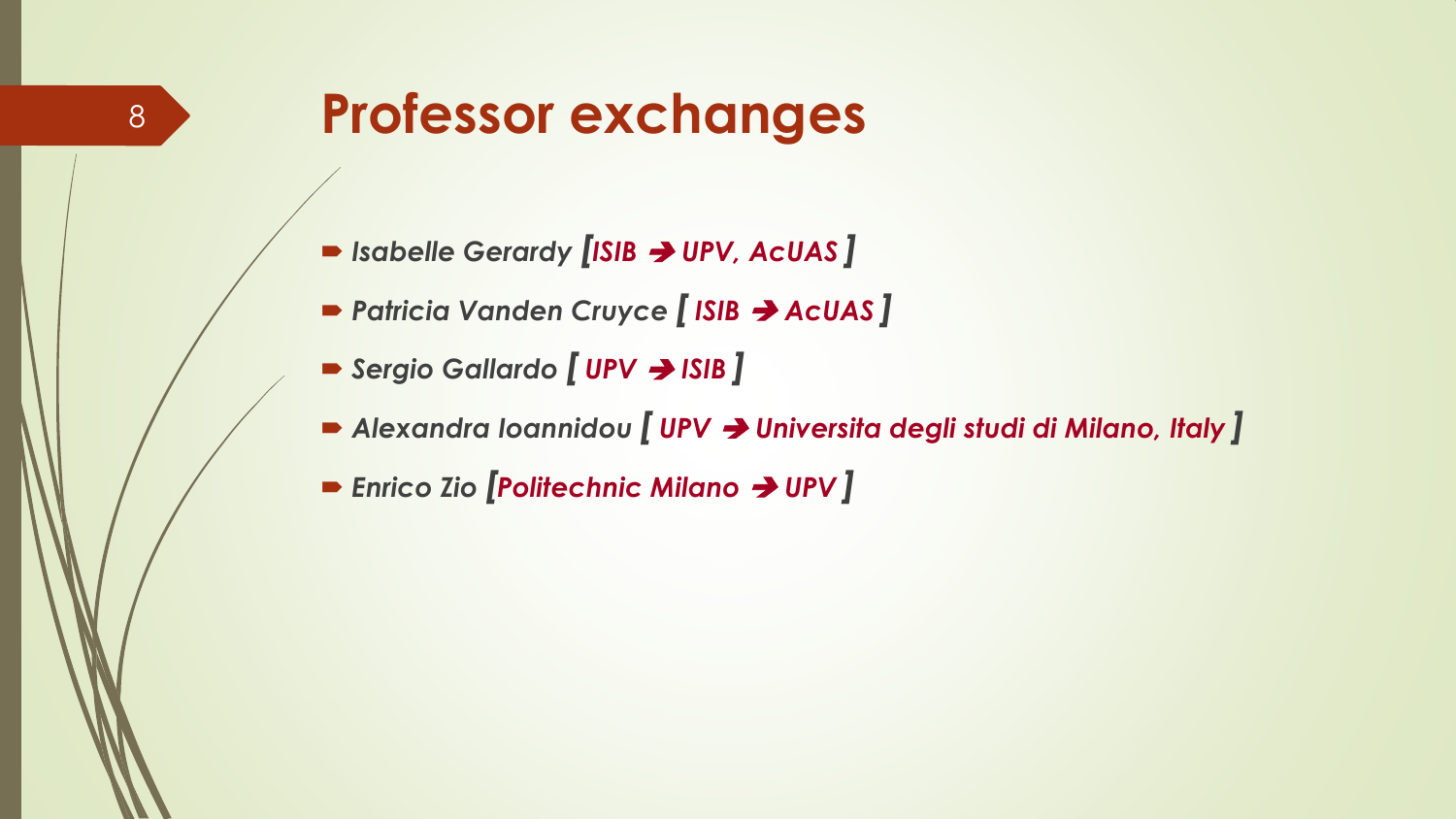# Professor exchanges

- *Isabelle Gerardy [ISIB ➔ UPV, AcUAS ]*
- *Patricia Vanden Cruyce [ ISIB ➔ AcUAS ]*
- *Sergio Gallardo [ UPV ➔ ISIB ]*
- *Alexandra Ioannidou [ UPV ➔ Universita degli studi di Milano, Italy ]*
- *Enrico Zio [Politechnic Milano ➔ UPV ]*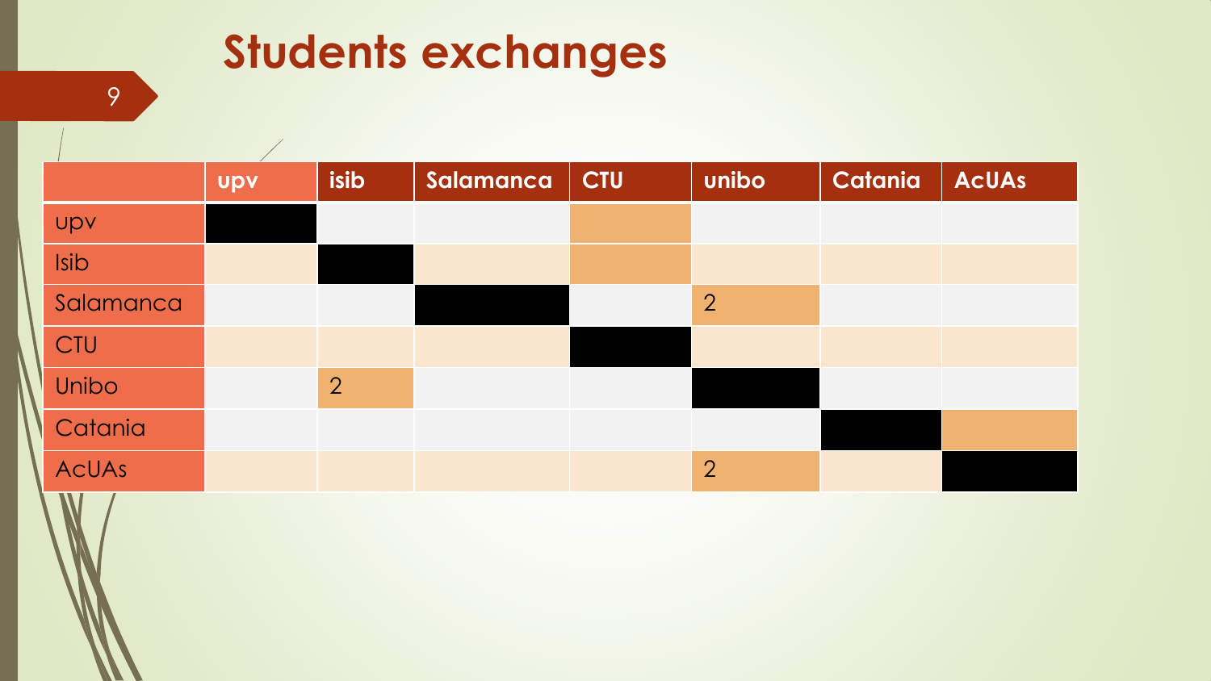# Students exchanges

| | upv | isib | Salamanca | CTU | unibo | Catania | AcUAs |
|---|---|---|---|---|---|---|---|
| upv | | | | | | | |
| Isib | | | | | | | |
| Salamanca | | | | | 2 | | |
| CTU | | | | | | | |
| Unibo | | 2 | | | | | |
| Catania | | | | | | | |
| AcUAs | | | | | 2 | | |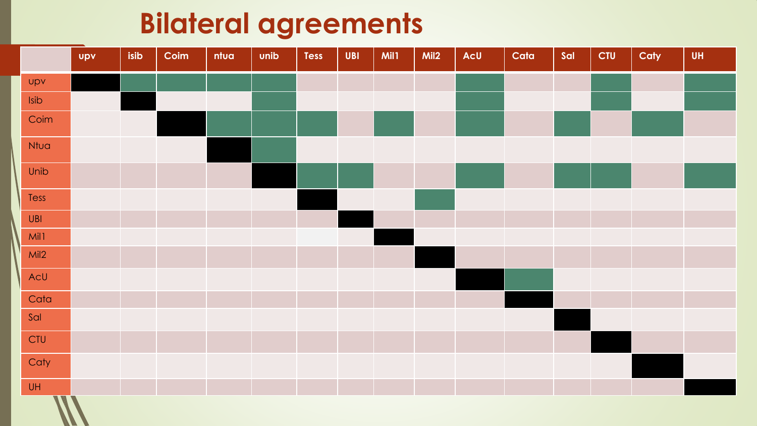# Bilateral agreements

|  | upv | isib | Coim | ntua | unib | Tess | UBI | Mil1 | Mil2 | AcU | Cata | Sal | CTU | Caty | UH |
|---|---|---|---|---|---|---|---|---|---|---|---|---|---|---|---|
| upv | — | X | X | X | X |  |  |  |  | X |  |  | X |  | X |
| Isib |  | — |  |  | X |  |  |  |  | X |  |  | X |  | X |
| Coim |  |  | — | X | X | X |  | X |  | X |  | X |  | X |  |
| Ntua |  |  |  | — | X |  |  |  |  |  |  |  |  |  |  |
| Unib |  |  |  |  | — | X | X |  |  | X |  | X | X |  | X |
| Tess |  |  |  |  |  | — |  |  | X |  |  |  |  |  |  |
| UBI |  |  |  |  |  |  | — |  |  |  |  |  |  |  |  |
| Mil1 |  |  |  |  |  |  |  | — |  |  |  |  |  |  |  |
| Mil2 |  |  |  |  |  |  |  |  | — |  |  |  |  |  |  |
| AcU |  |  |  |  |  |  |  |  |  | — | X |  |  |  |  |
| Cata |  |  |  |  |  |  |  |  |  |  | — |  |  |  |  |
| Sal |  |  |  |  |  |  |  |  |  |  |  | — |  |  |  |
| CTU |  |  |  |  |  |  |  |  |  |  |  |  | — |  |  |
| Caty |  |  |  |  |  |  |  |  |  |  |  |  |  | — |  |
| UH |  |  |  |  |  |  |  |  |  |  |  |  |  |  | — |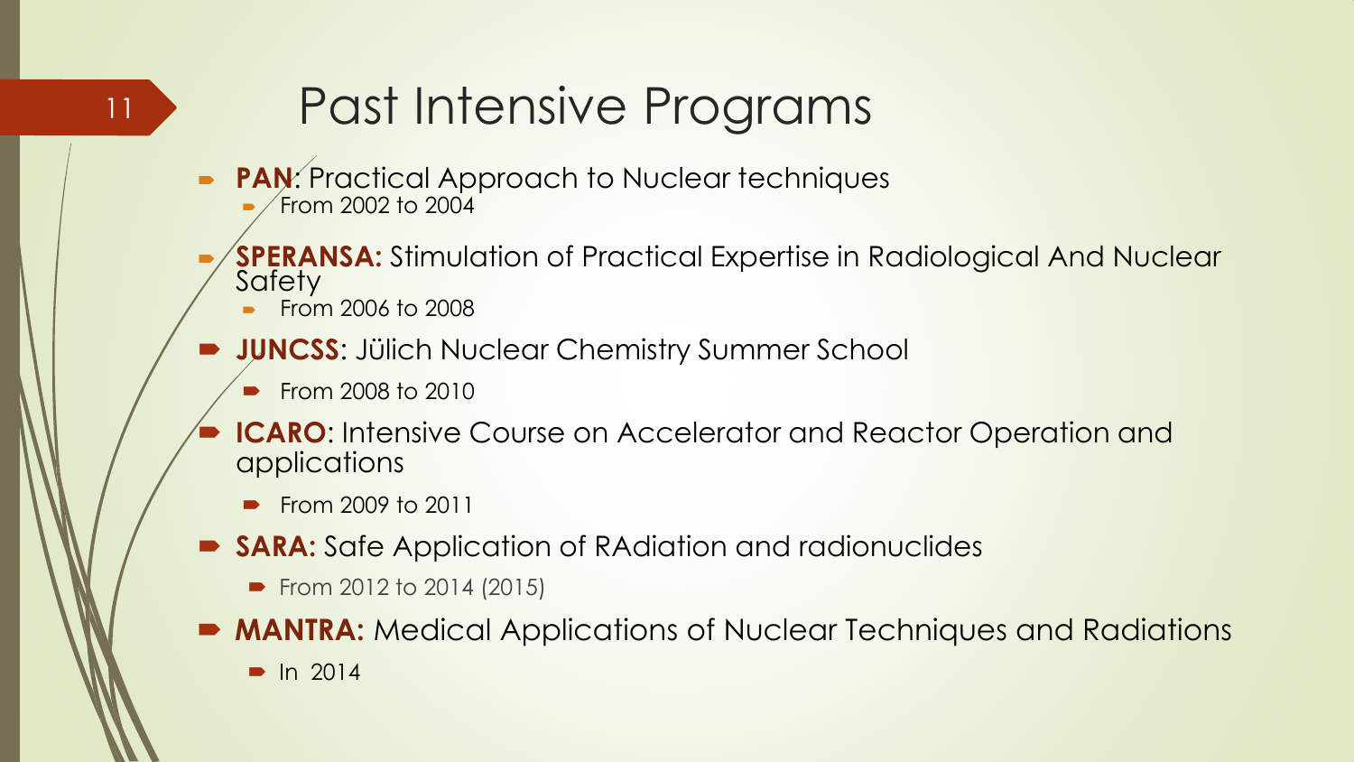# Past Intensive Programs

- **PAN**: Practical Approach to Nuclear techniques
  - From 2002 to 2004
- **SPERANSA:** Stimulation of Practical Expertise in Radiological And Nuclear Safety
  - From 2006 to 2008
- **JUNCSS**: Jülich Nuclear Chemistry Summer School
  - From 2008 to 2010
- **ICARO**: Intensive Course on Accelerator and Reactor Operation and applications
  - From 2009 to 2011
- **SARA:** Safe Application of RAdiation and radionuclides
  - From 2012 to 2014 (2015)
- **MANTRA:** Medical Applications of Nuclear Techniques and Radiations
  - In 2014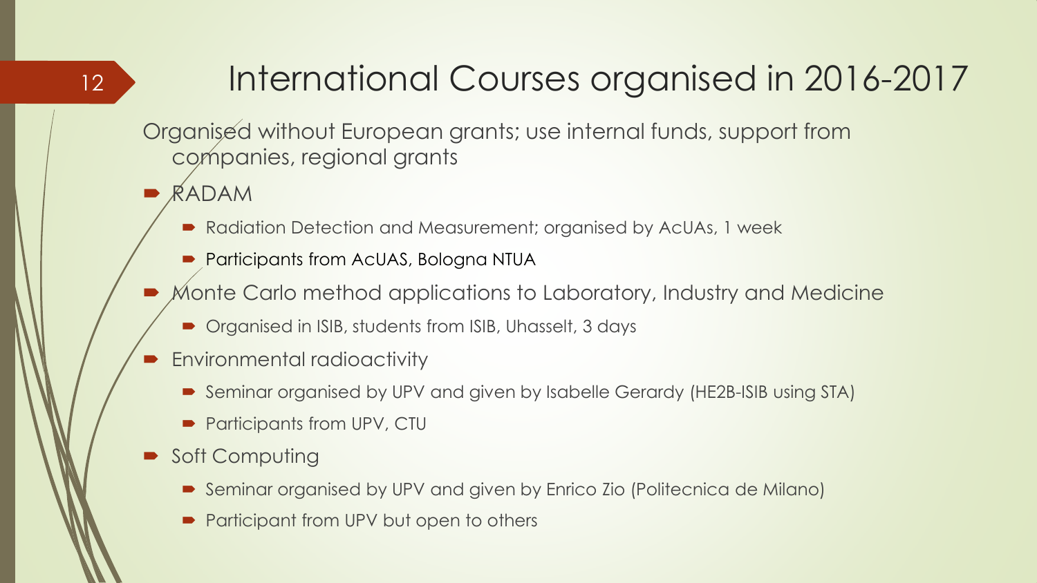# International Courses organised in 2016-2017

Organised without European grants; use internal funds, support from companies, regional grants

- RADAM
  - Radiation Detection and Measurement; organised by AcUAs, 1 week
  - Participants from AcUAS, Bologna NTUA
- Monte Carlo method applications to Laboratory, Industry and Medicine
  - Organised in ISIB, students from ISIB, Uhasselt, 3 days
- Environmental radioactivity
  - Seminar organised by UPV and given by Isabelle Gerardy (HE2B-ISIB using STA)
  - Participants from UPV, CTU
- Soft Computing
  - Seminar organised by UPV and given by Enrico Zio (Politecnica de Milano)
  - Participant from UPV but open to others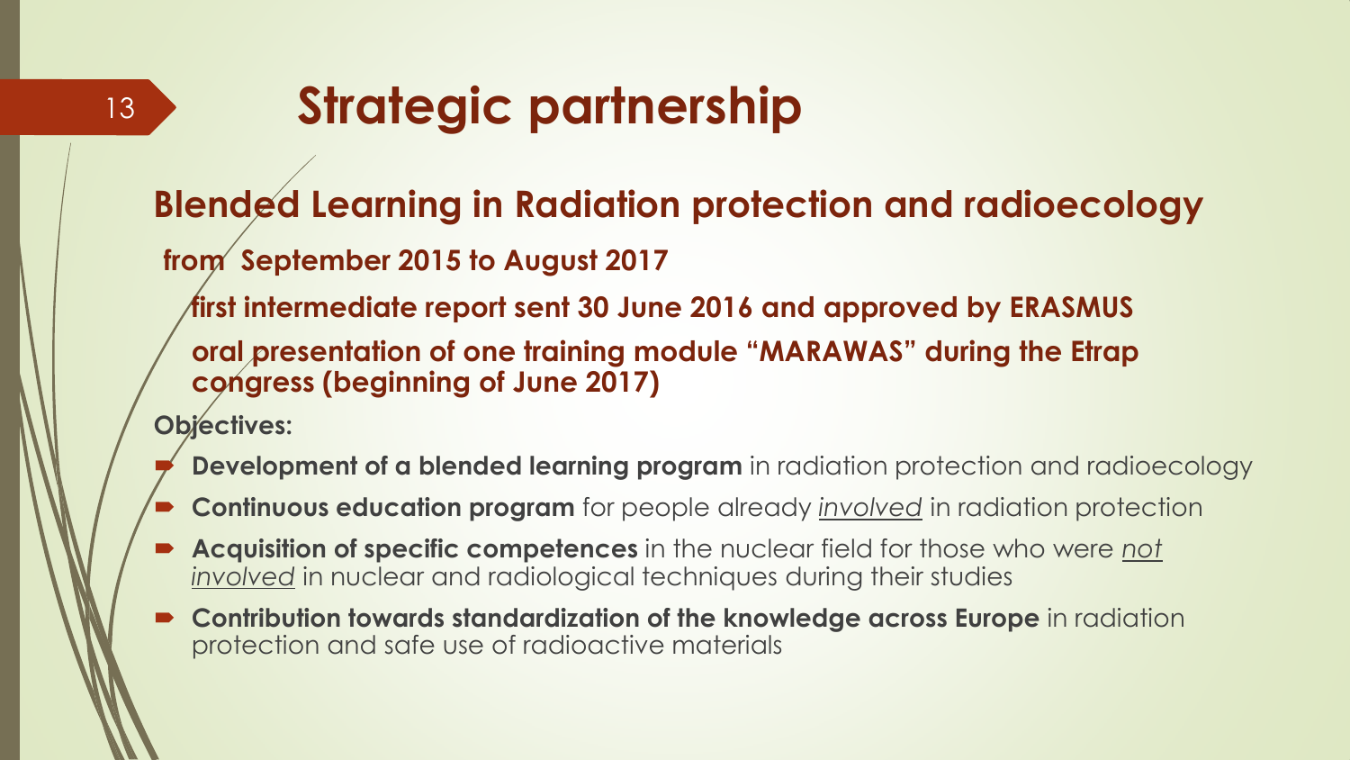# Strategic partnership

## Blended Learning in Radiation protection and radioecology

**from September 2015 to August 2017**

**first intermediate report sent 30 June 2016 and approved by ERASMUS**

**oral presentation of one training module "MARAWAS" during the Etrap congress (beginning of June 2017)**

**Objectives:**

- **Development of a blended learning program** in radiation protection and radioecology
- **Continuous education program** for people already *involved* in radiation protection
- **Acquisition of specific competences** in the nuclear field for those who were *not involved* in nuclear and radiological techniques during their studies
- **Contribution towards standardization of the knowledge across Europe** in radiation protection and safe use of radioactive materials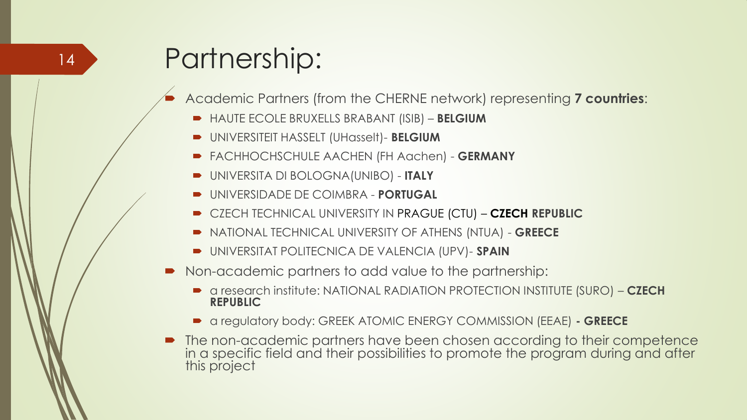# Partnership:

- Academic Partners (from the CHERNE network) representing **7 countries**:
  - HAUTE ECOLE BRUXELLS BRABANT (ISIB) – **BELGIUM**
  - UNIVERSITEIT HASSELT (UHasselt)- **BELGIUM**
  - FACHHOCHSCHULE AACHEN (FH Aachen) - **GERMANY**
  - UNIVERSITA DI BOLOGNA(UNIBO) - **ITALY**
  - UNIVERSIDADE DE COIMBRA - **PORTUGAL**
  - CZECH TECHNICAL UNIVERSITY IN PRAGUE (CTU) – **CZECH REPUBLIC**
  - NATIONAL TECHNICAL UNIVERSITY OF ATHENS (NTUA) - **GREECE**
  - UNIVERSITAT POLITECNICA DE VALENCIA (UPV)- **SPAIN**
- Non-academic partners to add value to the partnership:
  - a research institute: NATIONAL RADIATION PROTECTION INSTITUTE (SURO) – **CZECH REPUBLIC**
  - a regulatory body: GREEK ATOMIC ENERGY COMMISSION (EEAE) **- GREECE**
- The non-academic partners have been chosen according to their competence in a specific field and their possibilities to promote the program during and after this project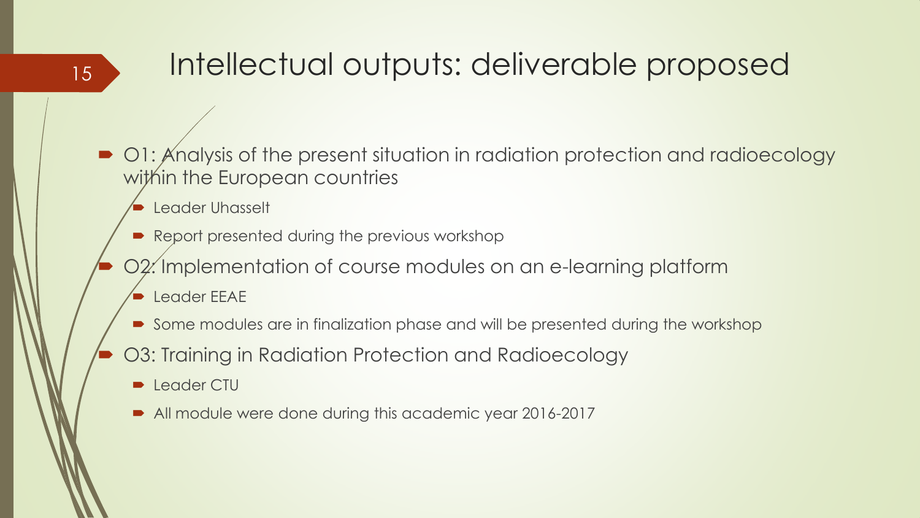# Intellectual outputs: deliverable proposed

- O1: Analysis of the present situation in radiation protection and radioecology within the European countries
  - Leader Uhasselt
  - Report presented during the previous workshop
- O2: Implementation of course modules on an e-learning platform
  - Leader EEAE
  - Some modules are in finalization phase and will be presented during the workshop
- O3: Training in Radiation Protection and Radioecology
  - Leader CTU
  - All module were done during this academic year 2016-2017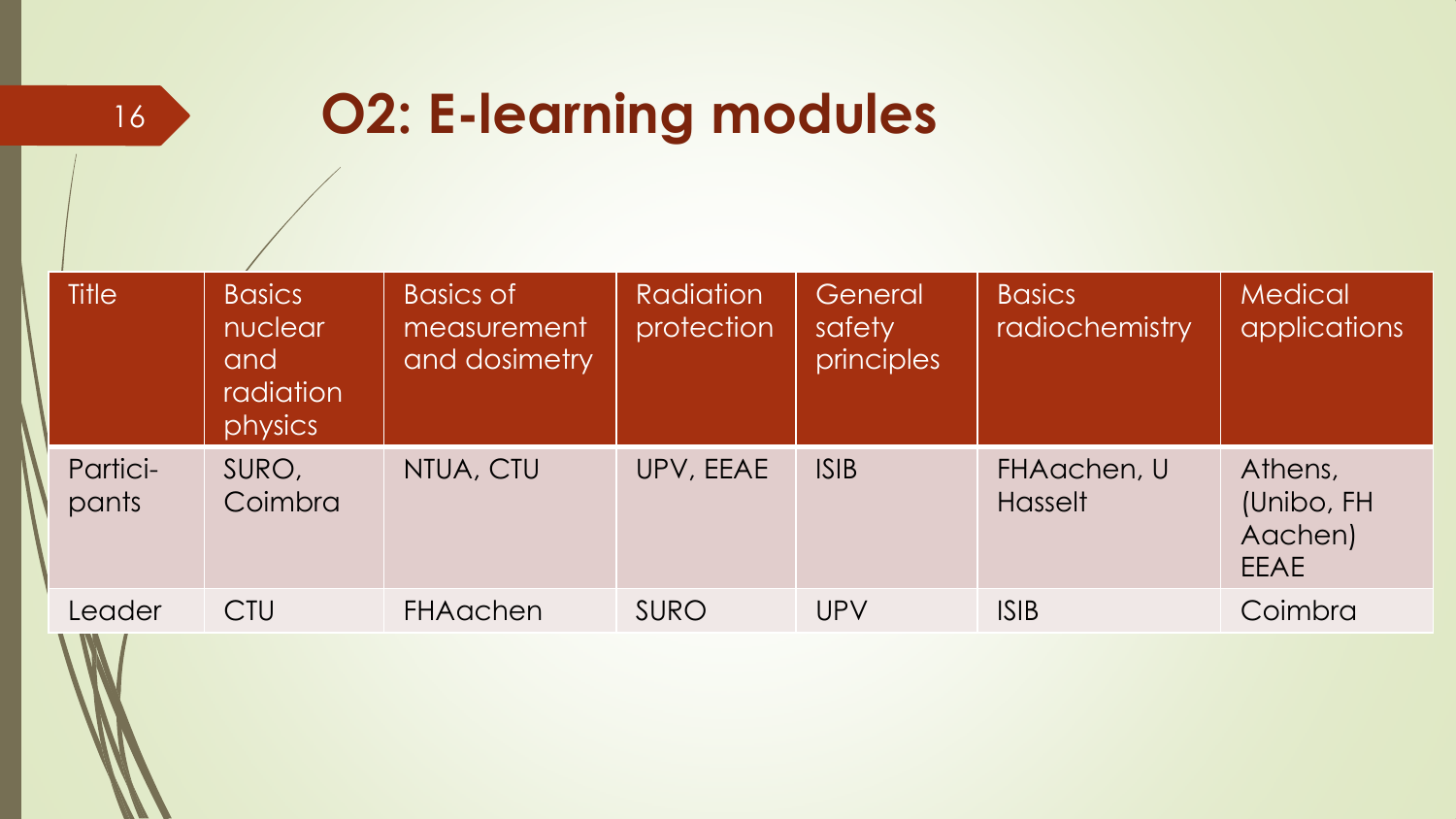# O2: E-learning modules

| Title | Basics nuclear and radiation physics | Basics of measurement and dosimetry | Radiation protection | General safety principles | Basics radiochemistry | Medical applications |
|---|---|---|---|---|---|---|
| Partici-pants | SURO, Coimbra | NTUA, CTU | UPV, EEAE | ISIB | FHAachen, U Hasselt | Athens, (Unibo, FH Aachen) EEAE |
| Leader | CTU | FHAachen | SURO | UPV | ISIB | Coimbra |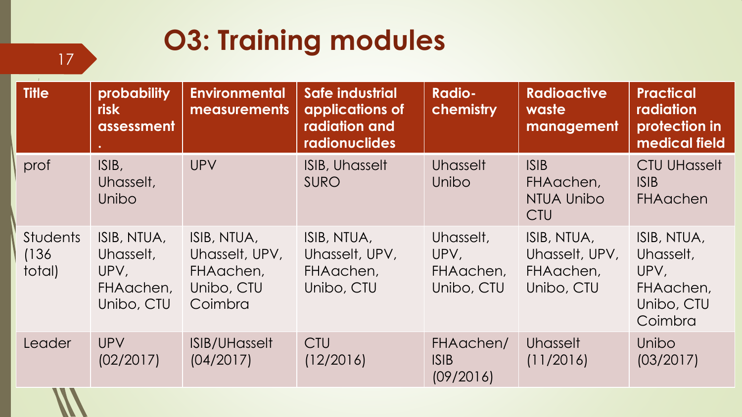# O3: Training modules

| Title | probability risk assessment . | Environmental measurements | Safe industrial applications of radiation and radionuclides | Radio-chemistry | Radioactive waste management | Practical radiation protection in medical field |
|---|---|---|---|---|---|---|
| prof | ISIB, Uhasselt, Unibo | UPV | ISIB, Uhasselt SURO | Uhasselt Unibo | ISIB FHAachen, NTUA Unibo CTU | CTU UHasselt ISIB FHAachen |
| Students (136 total) | ISIB, NTUA, Uhasselt, UPV, FHAachen, Unibo, CTU | ISIB, NTUA, Uhasselt, UPV, FHAachen, Unibo, CTU Coimbra | ISIB, NTUA, Uhasselt, UPV, FHAachen, Unibo, CTU | Uhasselt, UPV, FHAachen, Unibo, CTU | ISIB, NTUA, Uhasselt, UPV, FHAachen, Unibo, CTU | ISIB, NTUA, Uhasselt, UPV, FHAachen, Unibo, CTU Coimbra |
| Leader | UPV (02/2017) | ISIB/UHasselt (04/2017) | CTU (12/2016) | FHAachen/ ISIB (09/2016) | Uhasselt (11/2016) | Unibo (03/2017) |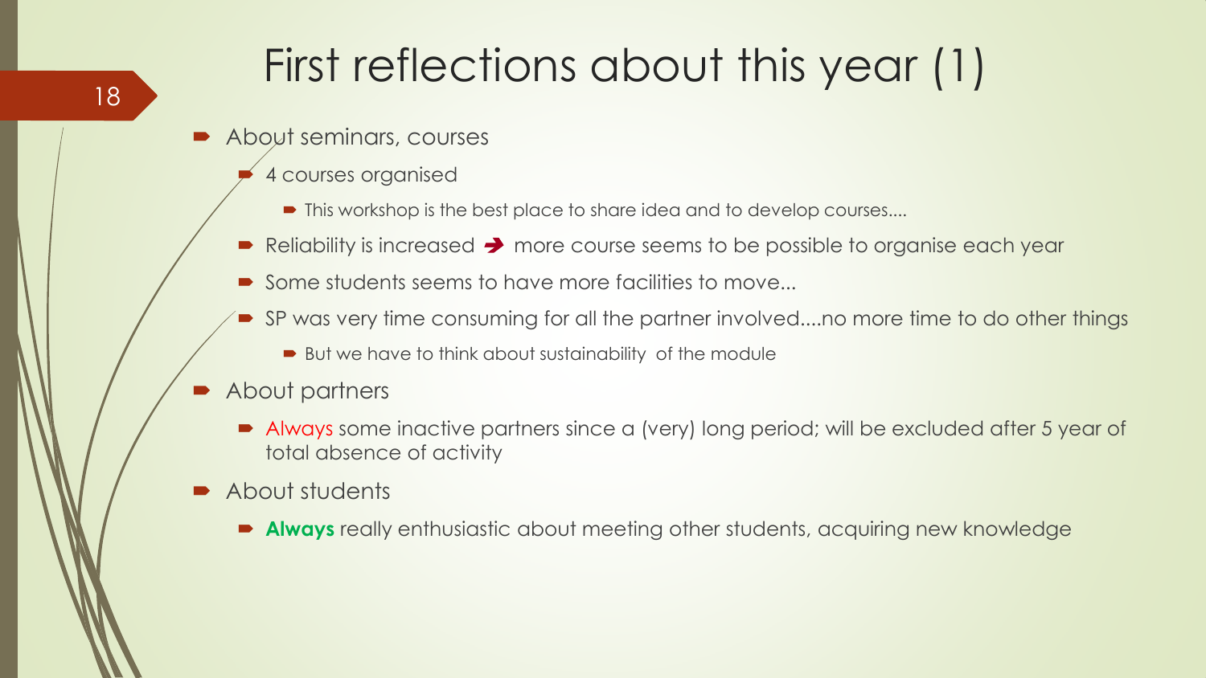# First reflections about this year (1)

- About seminars, courses
  - 4 courses organised
    - This workshop is the best place to share idea and to develop courses....
  - Reliability is increased ➔ more course seems to be possible to organise each year
  - Some students seems to have more facilities to move...
  - SP was very time consuming for all the partner involved....no more time to do other things
    - But we have to think about sustainability of the module
- About partners
  - Always some inactive partners since a (very) long period; will be excluded after 5 year of total absence of activity
- About students
  - **Always** really enthusiastic about meeting other students, acquiring new knowledge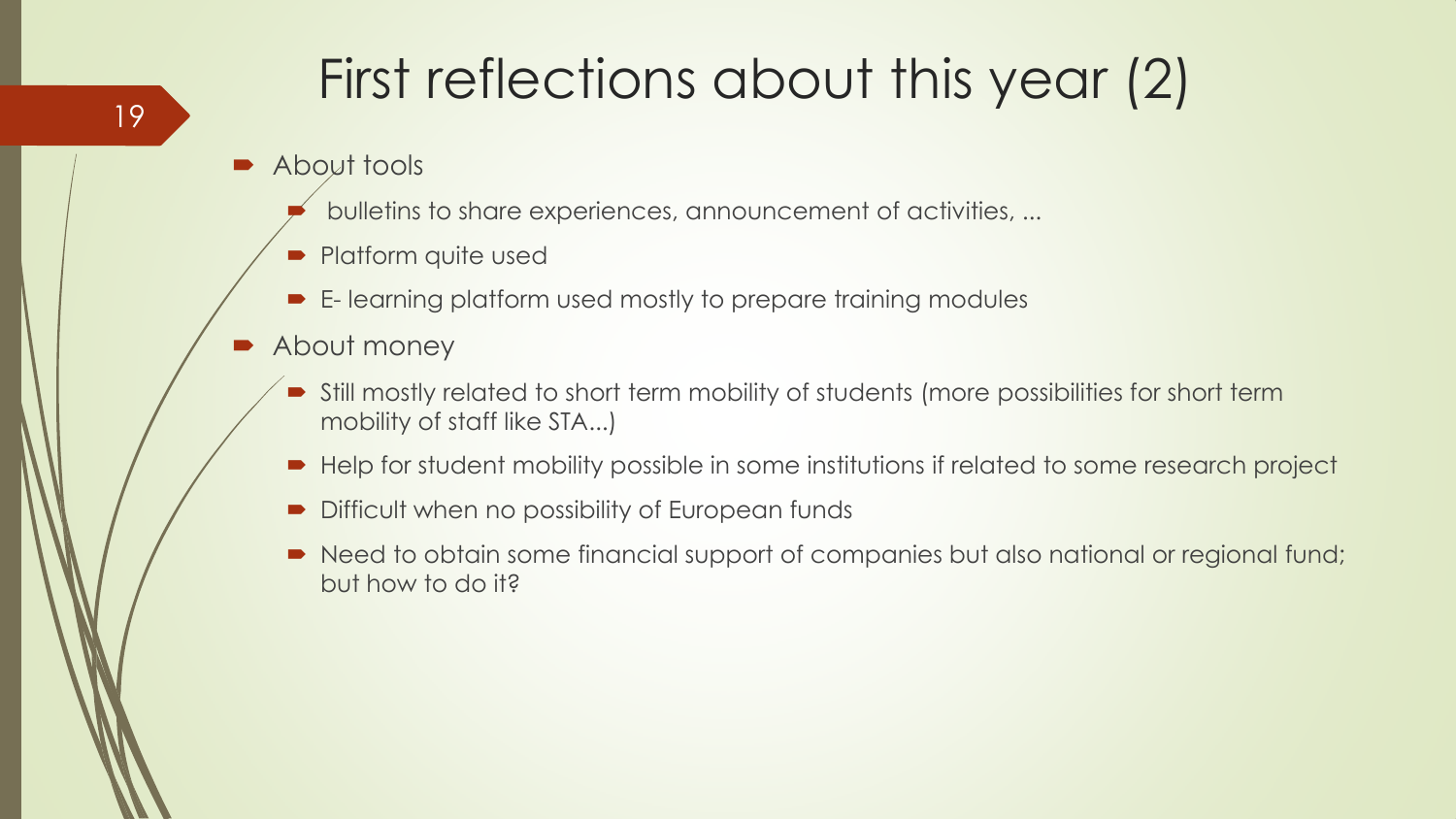# First reflections about this year (2)

- About tools
  - bulletins to share experiences, announcement of activities, ...
  - Platform quite used
  - E- learning platform used mostly to prepare training modules
- About money
  - Still mostly related to short term mobility of students (more possibilities for short term mobility of staff like STA...)
  - Help for student mobility possible in some institutions if related to some research project
  - Difficult when no possibility of European funds
  - Need to obtain some financial support of companies but also national or regional fund; but how to do it?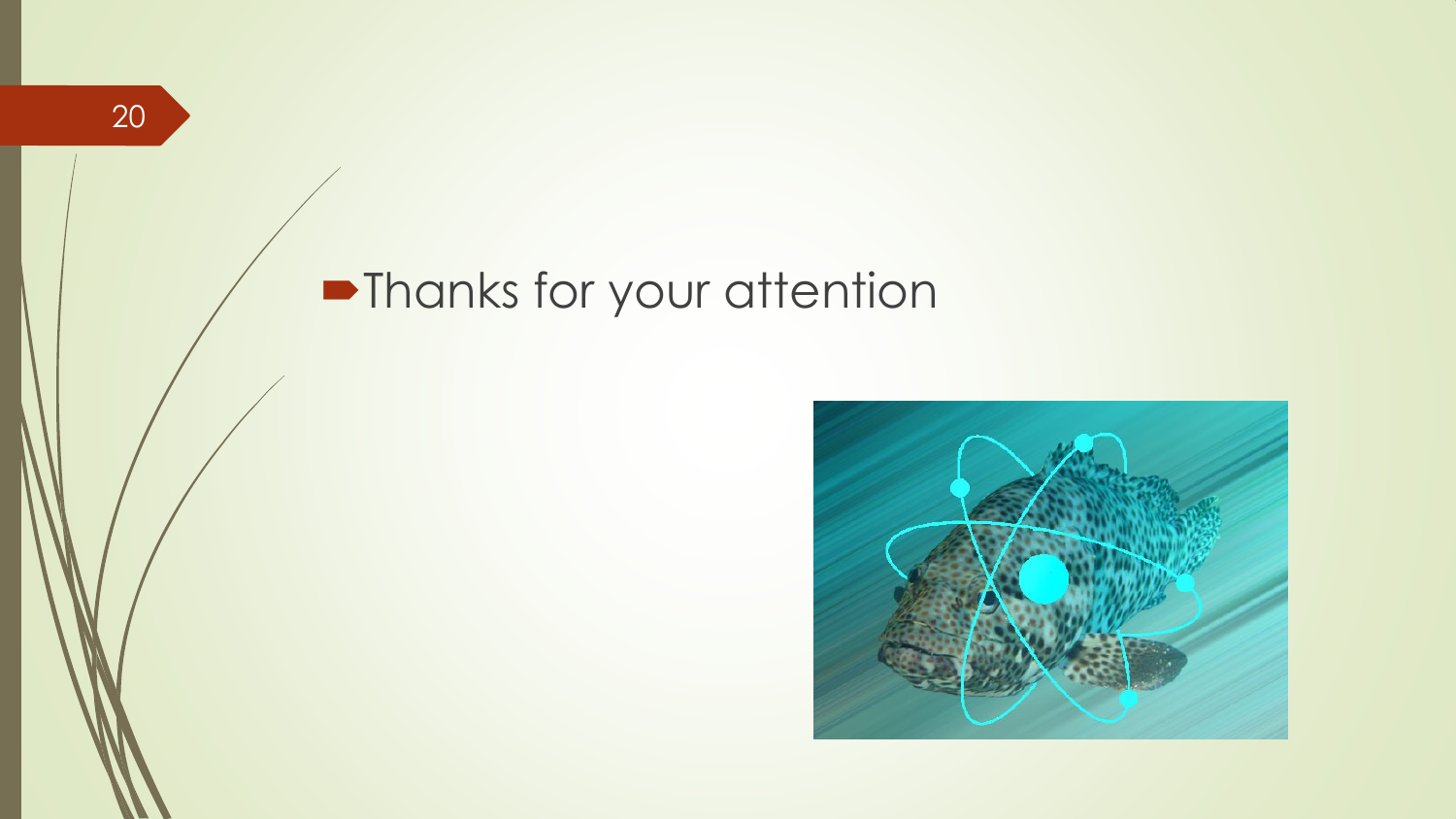- Thanks for your attention